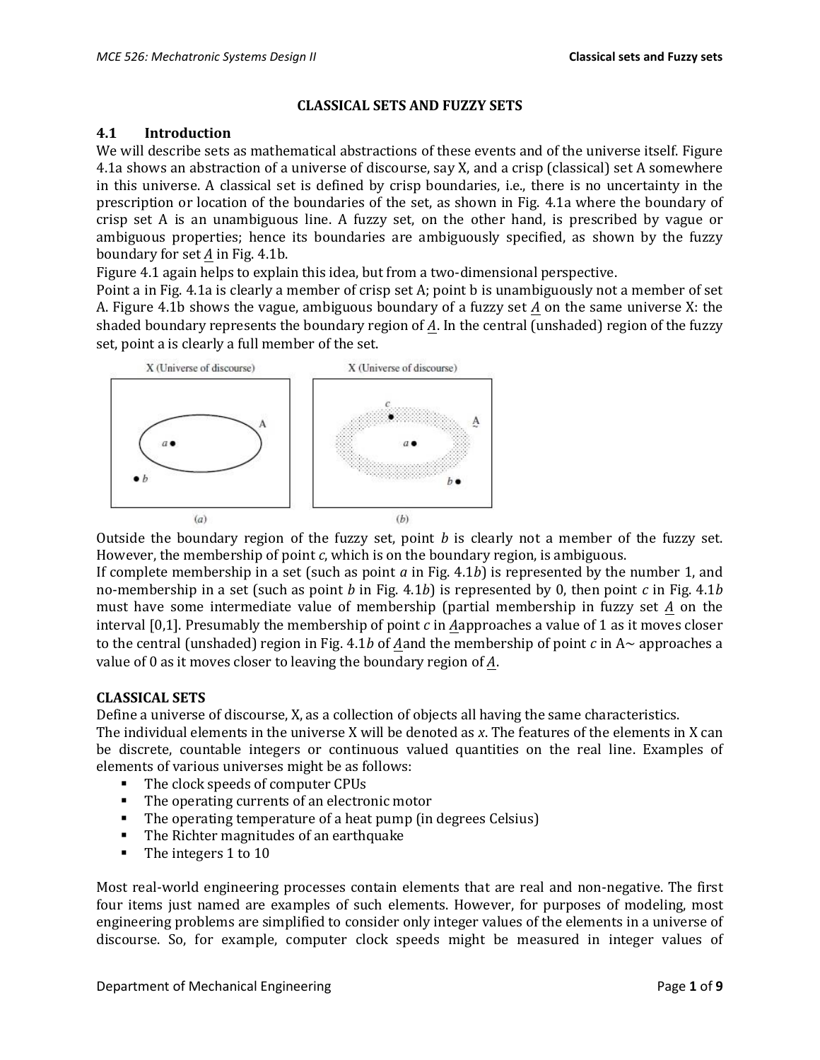# CLASSICAL SETS AND FUZZY SETS

## 4.1 Introduction

We will describe sets as mathematical abstractions of these events and of the universe itself. Figure 4.1a shows an abstraction of a universe of discourse, say X, and a crisp (classical) set A somewhere in this universe. A classical set is defined by crisp boundaries, i.e., there is no uncertainty in the prescription or location of the boundaries of the set, as shown in Fig. 4.1a where the boundary of crisp set A is an unambiguous line. A fuzzy set, on the other hand, is prescribed by vague or ambiguous properties; hence its boundaries are ambiguously specified, as shown by the fuzzy boundary for set $\underset{\sim}{A}$ in Fig. 4.1b.

Figure 4.1 again helps to explain this idea, but from a two-dimensional perspective.

Point a in Fig. 4.1a is clearly a member of crisp set A; point b is unambiguously not a member of set A. Figure 4.1b shows the vague, ambiguous boundary of a fuzzy set $\underset{\sim}{A}$ on the same universe X: the shaded boundary represents the boundary region of $\underset{\sim}{A}$. In the central (unshaded) region of the fuzzy set, point a is clearly a full member of the set.

Outside the boundary region of the fuzzy set, point *b* is clearly not a member of the fuzzy set. However, the membership of point *c*, which is on the boundary region, is ambiguous.

If complete membership in a set (such as point *a* in Fig. 4.1*b*) is represented by the number 1, and no-membership in a set (such as point *b* in Fig. 4.1*b*) is represented by 0, then point *c* in Fig. 4.1*b* must have some intermediate value of membership (partial membership in fuzzy set $\underset{\sim}{A}$ on the interval [0,1]. Presumably the membership of point *c* in $\underset{\sim}{A}$approaches a value of 1 as it moves closer to the central (unshaded) region in Fig. 4.1*b* of $\underset{\sim}{A}$and the membership of point *c* in A∼ approaches a value of 0 as it moves closer to leaving the boundary region of $\underset{\sim}{A}$.

**CLASSICAL SETS**

Define a universe of discourse, X, as a collection of objects all having the same characteristics.

The individual elements in the universe X will be denoted as *x*. The features of the elements in X can be discrete, countable integers or continuous valued quantities on the real line. Examples of elements of various universes might be as follows:

- The clock speeds of computer CPUs
- The operating currents of an electronic motor
- The operating temperature of a heat pump (in degrees Celsius)
- The Richter magnitudes of an earthquake
- The integers 1 to 10

Most real-world engineering processes contain elements that are real and non-negative. The first four items just named are examples of such elements. However, for purposes of modeling, most engineering problems are simplified to consider only integer values of the elements in a universe of discourse. So, for example, computer clock speeds might be measured in integer values of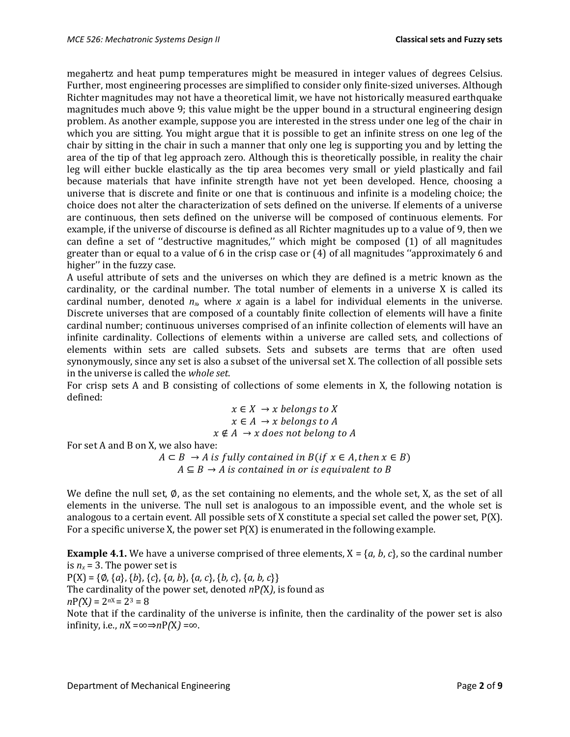megahertz and heat pump temperatures might be measured in integer values of degrees Celsius. Further, most engineering processes are simplified to consider only finite-sized universes. Although Richter magnitudes may not have a theoretical limit, we have not historically measured earthquake magnitudes much above 9; this value might be the upper bound in a structural engineering design problem. As another example, suppose you are interested in the stress under one leg of the chair in which you are sitting. You might argue that it is possible to get an infinite stress on one leg of the chair by sitting in the chair in such a manner that only one leg is supporting you and by letting the area of the tip of that leg approach zero. Although this is theoretically possible, in reality the chair leg will either buckle elastically as the tip area becomes very small or yield plastically and fail because materials that have infinite strength have not yet been developed. Hence, choosing a universe that is discrete and finite or one that is continuous and infinite is a modeling choice; the choice does not alter the characterization of sets defined on the universe. If elements of a universe are continuous, then sets defined on the universe will be composed of continuous elements. For example, if the universe of discourse is defined as all Richter magnitudes up to a value of 9, then we can define a set of ''destructive magnitudes,'' which might be composed (1) of all magnitudes greater than or equal to a value of 6 in the crisp case or (4) of all magnitudes ''approximately 6 and higher'' in the fuzzy case.

A useful attribute of sets and the universes on which they are defined is a metric known as the cardinality, or the cardinal number. The total number of elements in a universe X is called its cardinal number, denoted $n_x$, where $x$ again is a label for individual elements in the universe. Discrete universes that are composed of a countably finite collection of elements will have a finite cardinal number; continuous universes comprised of an infinite collection of elements will have an infinite cardinality. Collections of elements within a universe are called sets, and collections of elements within sets are called subsets. Sets and subsets are terms that are often used synonymously, since any set is also a subset of the universal set X. The collection of all possible sets in the universe is called the *whole set*.

For crisp sets A and B consisting of collections of some elements in X, the following notation is defined:

$$x \in X \ \rightarrow x \ belongs \ to \ X$$
$$x \in A \ \rightarrow x \ belongs \ to \ A$$
$$x \notin A \ \rightarrow x \ does \ not \ belong \ to \ A$$

For set A and B on X, we also have:

$$A \subset B \ \rightarrow A \ is \ fully \ contained \ in \ B (if \ x \in A, then \ x \in B)$$
$$A \subseteq B \ \rightarrow A \ is \ contained \ in \ or \ is \ equivalent \ to \ B$$

We define the null set, $\emptyset$, as the set containing no elements, and the whole set, X, as the set of all elements in the universe. The null set is analogous to an impossible event, and the whole set is analogous to a certain event. All possible sets of X constitute a special set called the power set, P(X). For a specific universe X, the power set P(X) is enumerated in the following example.

**Example 4.1.** We have a universe comprised of three elements, X = {*a*, *b*, *c*}, so the cardinal number is $n_x = 3$. The power set is

P(X) = {$\emptyset$, {*a*}, {*b*}, {*c*}, {*a, b*}, {*a, c*}, {*b, c*}, {*a, b, c*}}

The cardinality of the power set, denoted $n_{P(X)}$, is found as

$n_{P(X)} = 2^{n_X} = 2^3 = 8$

Note that if the cardinality of the universe is infinite, then the cardinality of the power set is also infinity, i.e., $n_X = \infty \Rightarrow n_{P(X)} = \infty$.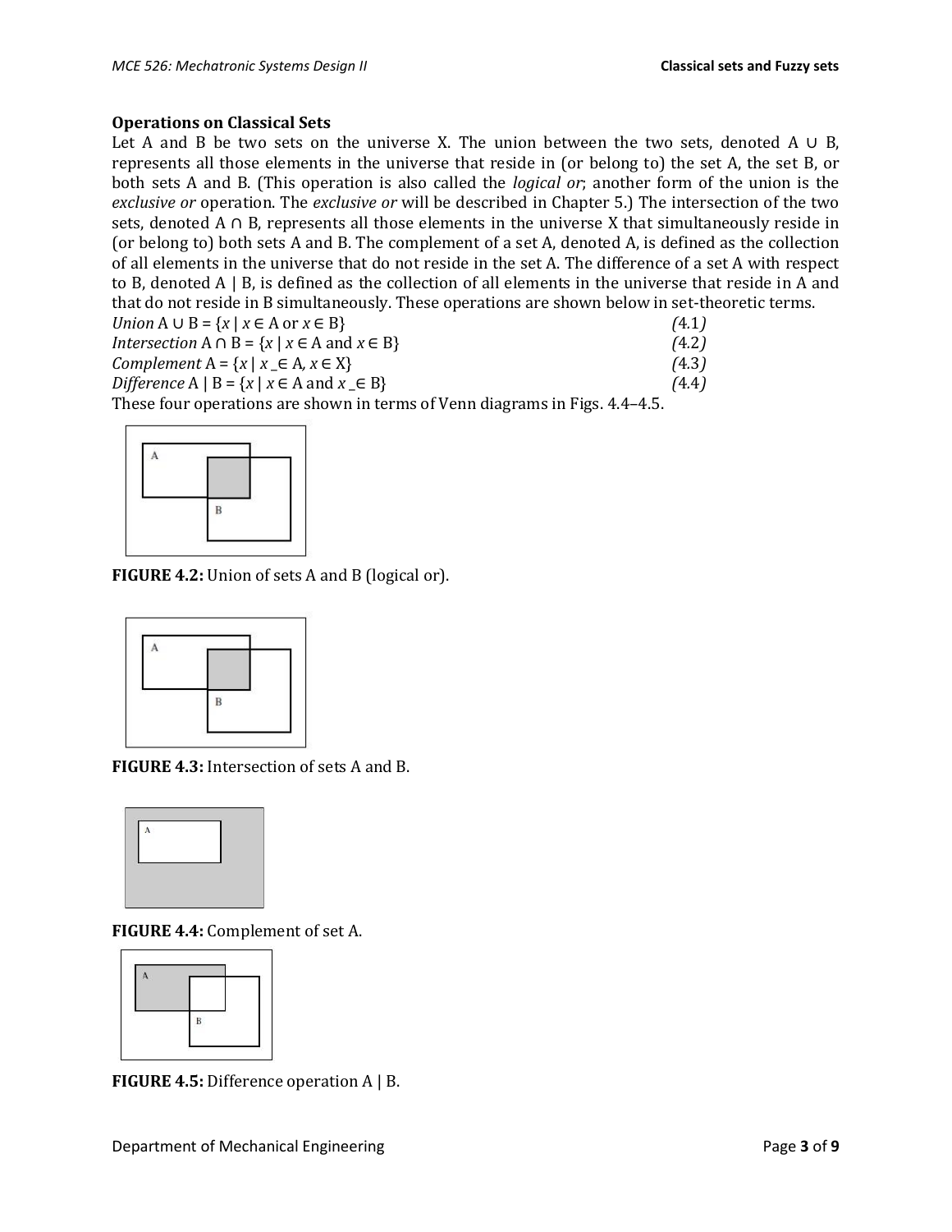**Operations on Classical Sets**

Let A and B be two sets on the universe X. The union between the two sets, denoted A ∪ B, represents all those elements in the universe that reside in (or belong to) the set A, the set B, or both sets A and B. (This operation is also called the *logical or*; another form of the union is the *exclusive or* operation. The *exclusive or* will be described in Chapter 5.) The intersection of the two sets, denoted A ∩ B, represents all those elements in the universe X that simultaneously reside in (or belong to) both sets A and B. The complement of a set A, denoted A, is defined as the collection of all elements in the universe that do not reside in the set A. The difference of a set A with respect to B, denoted A | B, is defined as the collection of all elements in the universe that reside in A and that do not reside in B simultaneously. These operations are shown below in set-theoretic terms.

*Union* $A \cup B = \{x \mid x \in A \text{ or } x \in B\}$ *(4.1)*

*Intersection* $A \cap B = \{x \mid x \in A \text{ and } x \in B\}$ *(4.2)*

*Complement* $A = \{x \mid x \_\in A, x \in X\}$ *(4.3)*

*Difference* $A \mid B = \{x \mid x \in A \text{ and } x \_\in B\}$ *(4.4)*

These four operations are shown in terms of Venn diagrams in Figs. 4.4–4.5.

**FIGURE 4.2:** Union of sets A and B (logical or).

**FIGURE 4.3:** Intersection of sets A and B.

**FIGURE 4.4:** Complement of set A.

**FIGURE 4.5:** Difference operation A | B.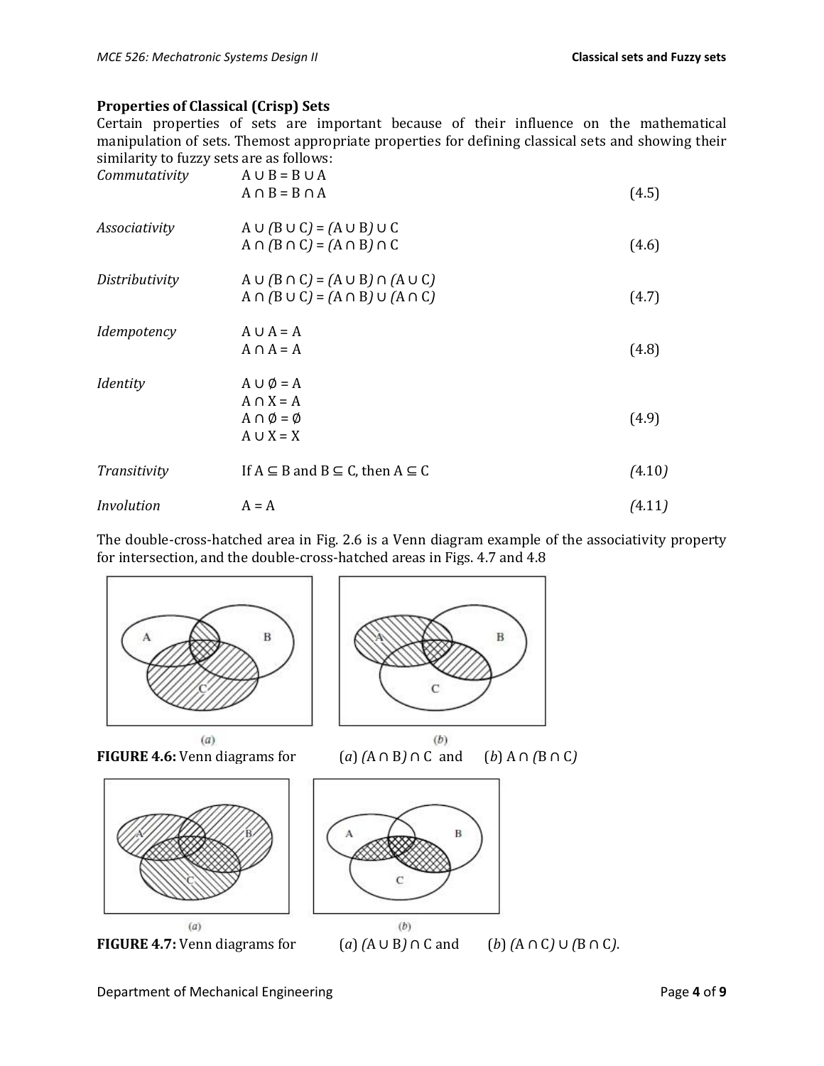### Properties of Classical (Crisp) Sets

Certain properties of sets are important because of their influence on the mathematical manipulation of sets. Themost appropriate properties for defining classical sets and showing their similarity to fuzzy sets are as follows:

*Commutativity*

$$A \cup B = B \cup A$$
$$A \cap B = B \cap A \tag{4.5}$$

*Associativity*

$$A \cup (B \cup C) = (A \cup B) \cup C$$
$$A \cap (B \cap C) = (A \cap B) \cap C \tag{4.6}$$

*Distributivity*

$$A \cup (B \cap C) = (A \cup B) \cap (A \cup C)$$
$$A \cap (B \cup C) = (A \cap B) \cup (A \cap C) \tag{4.7}$$

*Idempotency*

$$A \cup A = A$$
$$A \cap A = A \tag{4.8}$$

*Identity*

$$A \cup \emptyset = A$$
$$A \cap X = A$$
$$A \cap \emptyset = \emptyset$$
$$A \cup X = X \tag{4.9}$$

*Transitivity*

$$\text{If } A \subseteq B \text{ and } B \subseteq C, \text{ then } A \subseteq C \tag{4.10}$$

*Involution*

$$A = A \tag{4.11}$$

The double-cross-hatched area in Fig. 2.6 is a Venn diagram example of the associativity property for intersection, and the double-cross-hatched areas in Figs. 4.7 and 4.8

**FIGURE 4.6:** Venn diagrams for (*a*) $(A \cap B) \cap C$ and (*b*) $A \cap (B \cap C)$

**FIGURE 4.7:** Venn diagrams for (*a*) $(A \cup B) \cap C$ and (*b*) $(A \cap C) \cup (B \cap C)$.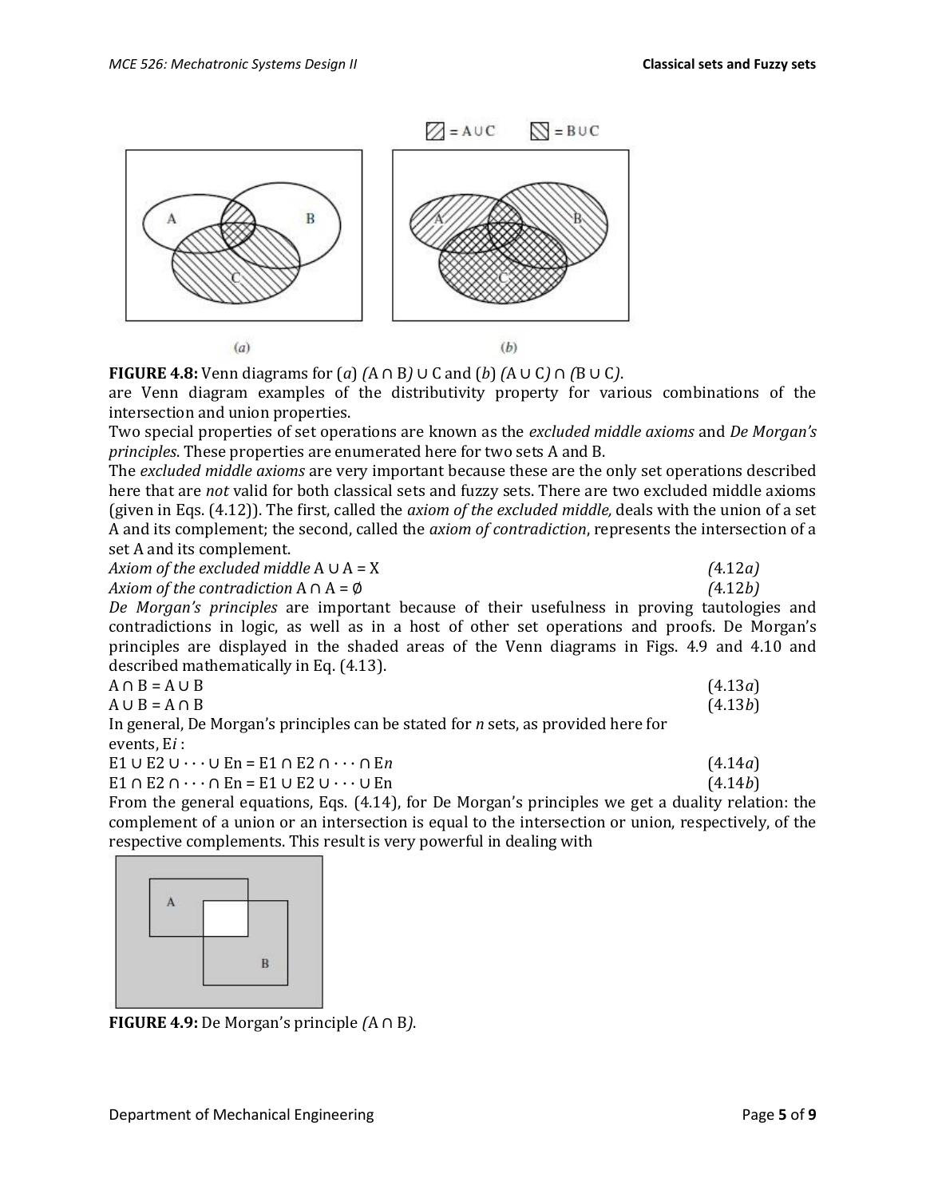FIGURE 4.8: Venn diagrams for (a) $(A \cap B) \cup C$ and (b) $(A \cup C) \cap (B \cup C)$.

are Venn diagram examples of the distributivity property for various combinations of the intersection and union properties.

Two special properties of set operations are known as the *excluded middle axioms* and *De Morgan's principles*. These properties are enumerated here for two sets A and B.

The *excluded middle axioms* are very important because these are the only set operations described here that are *not* valid for both classical sets and fuzzy sets. There are two excluded middle axioms (given in Eqs. (4.12)). The first, called the *axiom of the excluded middle,* deals with the union of a set A and its complement; the second, called the *axiom of contradiction*, represents the intersection of a set A and its complement.

*Axiom of the excluded middle* $A \cup A = X$ (4.12*a*)

*Axiom of the contradiction* $A \cap A = \emptyset$ (4.12*b*)

*De Morgan's principles* are important because of their usefulness in proving tautologies and contradictions in logic, as well as in a host of other set operations and proofs. De Morgan's principles are displayed in the shaded areas of the Venn diagrams in Figs. 4.9 and 4.10 and described mathematically in Eq. (4.13).

$A \cap B = A \cup B$ (4.13*a*)

$A \cup B = A \cap B$ (4.13*b*)

In general, De Morgan's principles can be stated for *n* sets, as provided here for events, $E_i$ :

$E_1 \cup E_2 \cup \cdots \cup E_n = E_1 \cap E_2 \cap \cdots \cap E_n$ (4.14*a*)

$E_1 \cap E_2 \cap \cdots \cap E_n = E_1 \cup E_2 \cup \cdots \cup E_n$ (4.14*b*)

From the general equations, Eqs. (4.14), for De Morgan's principles we get a duality relation: the complement of a union or an intersection is equal to the intersection or union, respectively, of the respective complements. This result is very powerful in dealing with

FIGURE 4.9: De Morgan's principle $(A \cap B)$.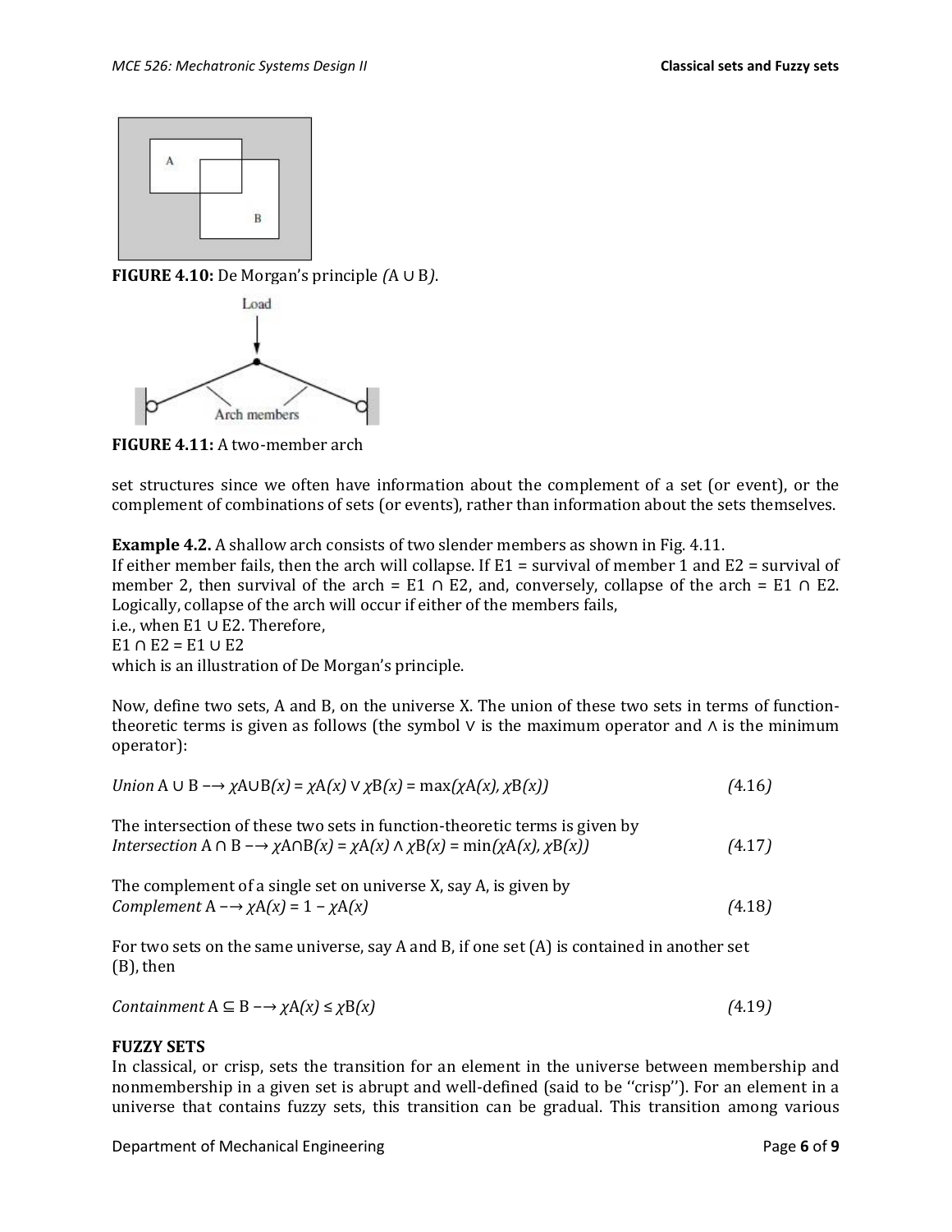FIGURE 4.10: De Morgan's principle $(\overline{A \cup B})$.

FIGURE 4.11: A two-member arch

set structures since we often have information about the complement of a set (or event), or the complement of combinations of sets (or events), rather than information about the sets themselves.

**Example 4.2.** A shallow arch consists of two slender members as shown in Fig. 4.11.
If either member fails, then the arch will collapse. If E1 = survival of member 1 and E2 = survival of member 2, then survival of the arch = E1 ∩ E2, and, conversely, collapse of the arch = E1 ∩ E2. Logically, collapse of the arch will occur if either of the members fails,
i.e., when E1 ∪ E2. Therefore,
E1 ∩ E2 = E1 ∪ E2
which is an illustration of De Morgan's principle.

Now, define two sets, A and B, on the universe X. The union of these two sets in terms of function-theoretic terms is given as follows (the symbol ∨ is the maximum operator and ∧ is the minimum operator):

$$\text{Union } A \cup B \longrightarrow \chi_{A \cup B}(x) = \chi_A(x) \vee \chi_B(x) = \max(\chi_A(x), \chi_B(x)) \quad (4.16)$$

The intersection of these two sets in function-theoretic terms is given by

$$\text{Intersection } A \cap B \longrightarrow \chi_{A \cap B}(x) = \chi_A(x) \wedge \chi_B(x) = \min(\chi_A(x), \chi_B(x)) \quad (4.17)$$

The complement of a single set on universe X, say A, is given by

$$\text{Complement } A \longrightarrow \chi_A(x) = 1 - \chi_A(x) \quad (4.18)$$

For two sets on the same universe, say A and B, if one set (A) is contained in another set (B), then

$$\text{Containment } A \subseteq B \longrightarrow \chi_A(x) \leq \chi_B(x) \quad (4.19)$$

**FUZZY SETS**

In classical, or crisp, sets the transition for an element in the universe between membership and nonmembership in a given set is abrupt and well-defined (said to be ''crisp''). For an element in a universe that contains fuzzy sets, this transition can be gradual. This transition among various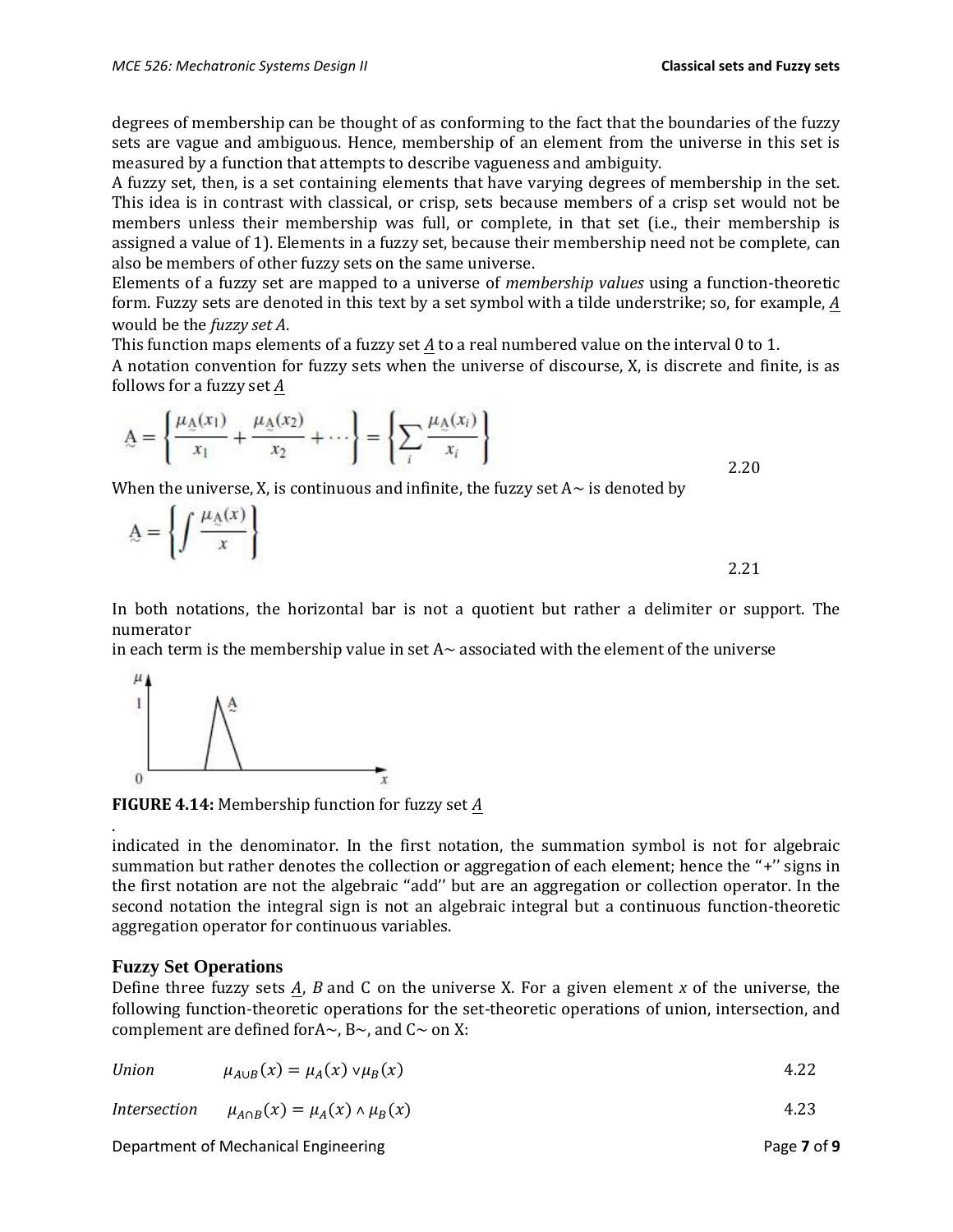degrees of membership can be thought of as conforming to the fact that the boundaries of the fuzzy sets are vague and ambiguous. Hence, membership of an element from the universe in this set is measured by a function that attempts to describe vagueness and ambiguity.

A fuzzy set, then, is a set containing elements that have varying degrees of membership in the set. This idea is in contrast with classical, or crisp, sets because members of a crisp set would not be members unless their membership was full, or complete, in that set (i.e., their membership is assigned a value of 1). Elements in a fuzzy set, because their membership need not be complete, can also be members of other fuzzy sets on the same universe.

Elements of a fuzzy set are mapped to a universe of *membership values* using a function-theoretic form. Fuzzy sets are denoted in this text by a set symbol with a tilde understrike; so, for example, $\underset{\sim}{A}$ would be the *fuzzy set A*.

This function maps elements of a fuzzy set $\underset{\sim}{A}$ to a real numbered value on the interval 0 to 1.

A notation convention for fuzzy sets when the universe of discourse, X, is discrete and finite, is as follows for a fuzzy set $\underset{\sim}{A}$

$$\underset{\sim}{A} = \left\{ \frac{\mu_{\underset{\sim}{A}}(x_1)}{x_1} + \frac{\mu_{\underset{\sim}{A}}(x_2)}{x_2} + \cdots \right\} = \left\{ \sum_i \frac{\mu_{\underset{\sim}{A}}(x_i)}{x_i} \right\} \quad 2.20$$

When the universe, X, is continuous and infinite, the fuzzy set A~ is denoted by

$$\underset{\sim}{A} = \left\{ \int \frac{\mu_{\underset{\sim}{A}}(x)}{x} \right\} \quad 2.21$$

In both notations, the horizontal bar is not a quotient but rather a delimiter or support. The numerator in each term is the membership value in set A~ associated with the element of the universe

**FIGURE 4.14:** Membership function for fuzzy set $\underset{\sim}{A}$

indicated in the denominator. In the first notation, the summation symbol is not for algebraic summation but rather denotes the collection or aggregation of each element; hence the "+" signs in the first notation are not the algebraic "add" but are an aggregation or collection operator. In the second notation the integral sign is not an algebraic integral but a continuous function-theoretic aggregation operator for continuous variables.

### Fuzzy Set Operations

Define three fuzzy sets $\underset{\sim}{A}$, *B* and C on the universe X. For a given element *x* of the universe, the following function-theoretic operations for the set-theoretic operations of union, intersection, and complement are defined forA~, B~, and C~ on X:

*Union* $\quad \mu_{A\cup B}(x) = \mu_A(x) \vee \mu_B(x)$ $\quad$ 4.22

*Intersection* $\quad \mu_{A\cap B}(x) = \mu_A(x) \wedge \mu_B(x)$ $\quad$ 4.23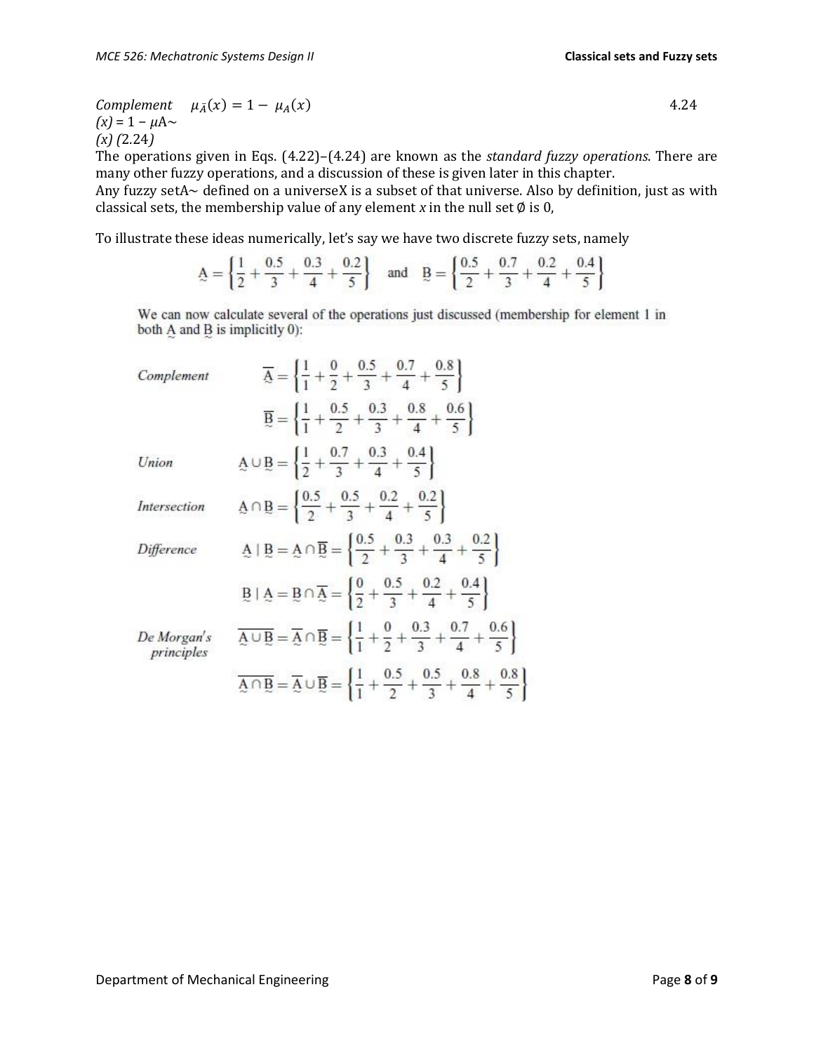*Complement* $\mu_{\bar{A}}(x) = 1 - \mu_A(x)$ 4.24

*(x)* = 1 − μA∼
*(x)* (2.24)

The operations given in Eqs. (4.22)–(4.24) are known as the *standard fuzzy operations*. There are many other fuzzy operations, and a discussion of these is given later in this chapter.

Any fuzzy setA∼ defined on a universeX is a subset of that universe. Also by definition, just as with classical sets, the membership value of any element *x* in the null set ∅ is 0,

To illustrate these ideas numerically, let's say we have two discrete fuzzy sets, namely

$$\underset{\sim}{A} = \left\{ \frac{1}{2} + \frac{0.5}{3} + \frac{0.3}{4} + \frac{0.2}{5} \right\} \quad \text{and} \quad \underset{\sim}{B} = \left\{ \frac{0.5}{2} + \frac{0.7}{3} + \frac{0.2}{4} + \frac{0.4}{5} \right\}$$

We can now calculate several of the operations just discussed (membership for element 1 in both $\underset{\sim}{A}$ and $\underset{\sim}{B}$ is implicitly 0):

*Complement*

$$\overline{\underset{\sim}{A}} = \left\{ \frac{1}{1} + \frac{0}{2} + \frac{0.5}{3} + \frac{0.7}{4} + \frac{0.8}{5} \right\}$$

$$\overline{\underset{\sim}{B}} = \left\{ \frac{1}{1} + \frac{0.5}{2} + \frac{0.3}{3} + \frac{0.8}{4} + \frac{0.6}{5} \right\}$$

*Union*

$$\underset{\sim}{A} \cup \underset{\sim}{B} = \left\{ \frac{1}{2} + \frac{0.7}{3} + \frac{0.3}{4} + \frac{0.4}{5} \right\}$$

*Intersection*

$$\underset{\sim}{A} \cap \underset{\sim}{B} = \left\{ \frac{0.5}{2} + \frac{0.5}{3} + \frac{0.2}{4} + \frac{0.2}{5} \right\}$$

*Difference*

$$\underset{\sim}{A} \mid \underset{\sim}{B} = \underset{\sim}{A} \cap \overline{\underset{\sim}{B}} = \left\{ \frac{0.5}{2} + \frac{0.3}{3} + \frac{0.3}{4} + \frac{0.2}{5} \right\}$$

$$\underset{\sim}{B} \mid \underset{\sim}{A} = \underset{\sim}{B} \cap \overline{\underset{\sim}{A}} = \left\{ \frac{0}{2} + \frac{0.5}{3} + \frac{0.2}{4} + \frac{0.4}{5} \right\}$$

*De Morgan's principles*

$$\overline{\underset{\sim}{A} \cup \underset{\sim}{B}} = \overline{\underset{\sim}{A}} \cap \overline{\underset{\sim}{B}} = \left\{ \frac{1}{1} + \frac{0}{2} + \frac{0.3}{3} + \frac{0.7}{4} + \frac{0.6}{5} \right\}$$

$$\overline{\underset{\sim}{A} \cap \underset{\sim}{B}} = \overline{\underset{\sim}{A}} \cup \overline{\underset{\sim}{B}} = \left\{ \frac{1}{1} + \frac{0.5}{2} + \frac{0.5}{3} + \frac{0.8}{4} + \frac{0.8}{5} \right\}$$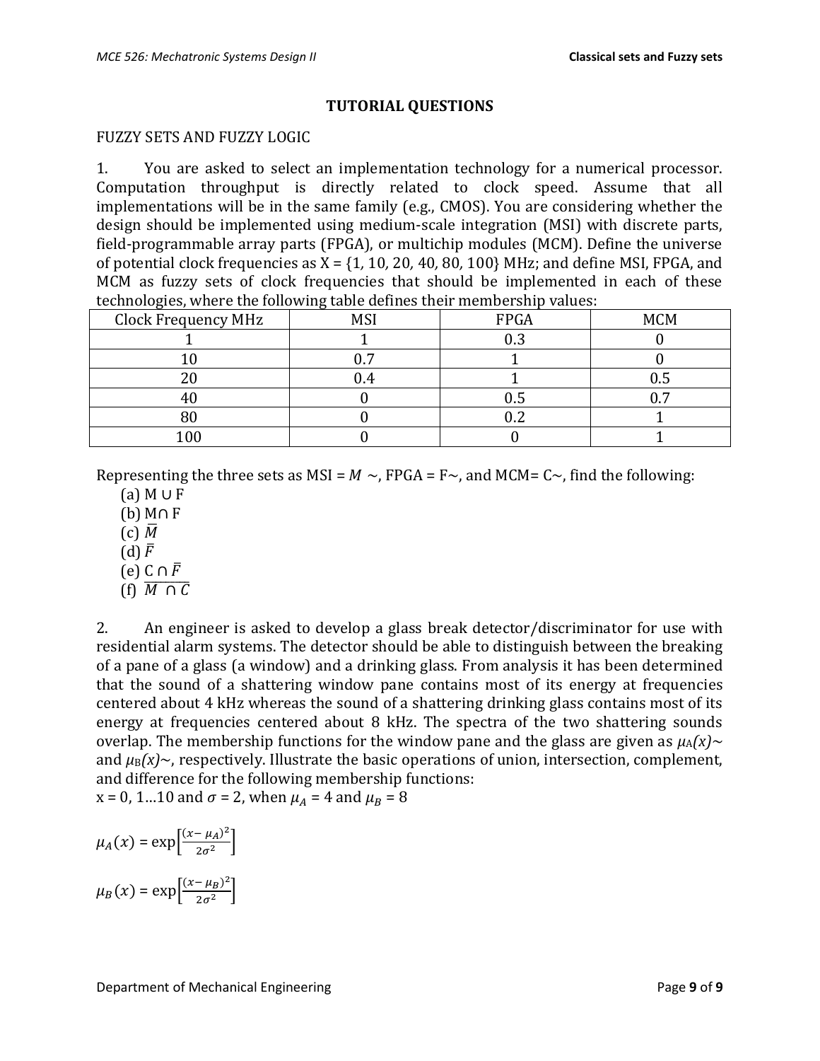## TUTORIAL QUESTIONS

FUZZY SETS AND FUZZY LOGIC

1. You are asked to select an implementation technology for a numerical processor. Computation throughput is directly related to clock speed. Assume that all implementations will be in the same family (e.g., CMOS). You are considering whether the design should be implemented using medium-scale integration (MSI) with discrete parts, field-programmable array parts (FPGA), or multichip modules (MCM). Define the universe of potential clock frequencies as X = {1, 10, 20, 40, 80, 100} MHz; and define MSI, FPGA, and MCM as fuzzy sets of clock frequencies that should be implemented in each of these technologies, where the following table defines their membership values:

| Clock Frequency MHz | MSI | FPGA | MCM |
|---|---|---|---|
| 1 | 1 | 0.3 | 0 |
| 10 | 0.7 | 1 | 0 |
| 20 | 0.4 | 1 | 0.5 |
| 40 | 0 | 0.5 | 0.7 |
| 80 | 0 | 0.2 | 1 |
| 100 | 0 | 0 | 1 |

Representing the three sets as MSI = $M\sim$, FPGA = F∼, and MCM= C∼, find the following:

(a) M ∪ F
(b) M∩ F
(c) $\bar{M}$
(d) $\bar{F}$
(e) $C \cap \bar{F}$
(f) $\overline{M \cap C}$

2. An engineer is asked to develop a glass break detector/discriminator for use with residential alarm systems. The detector should be able to distinguish between the breaking of a pane of a glass (a window) and a drinking glass. From analysis it has been determined that the sound of a shattering window pane contains most of its energy at frequencies centered about 4 kHz whereas the sound of a shattering drinking glass contains most of its energy at frequencies centered about 8 kHz. The spectra of the two shattering sounds overlap. The membership functions for the window pane and the glass are given as $\mu_A(x)\sim$ and $\mu_B(x)\sim$, respectively. Illustrate the basic operations of union, intersection, complement, and difference for the following membership functions:

x = 0, 1…10 and $\sigma = 2$, when $\mu_A = 4$ and $\mu_B = 8$

$$\mu_A(x) = \exp\left[\frac{(x-\mu_A)^2}{2\sigma^2}\right]$$

$$\mu_B(x) = \exp\left[\frac{(x-\mu_B)^2}{2\sigma^2}\right]$$